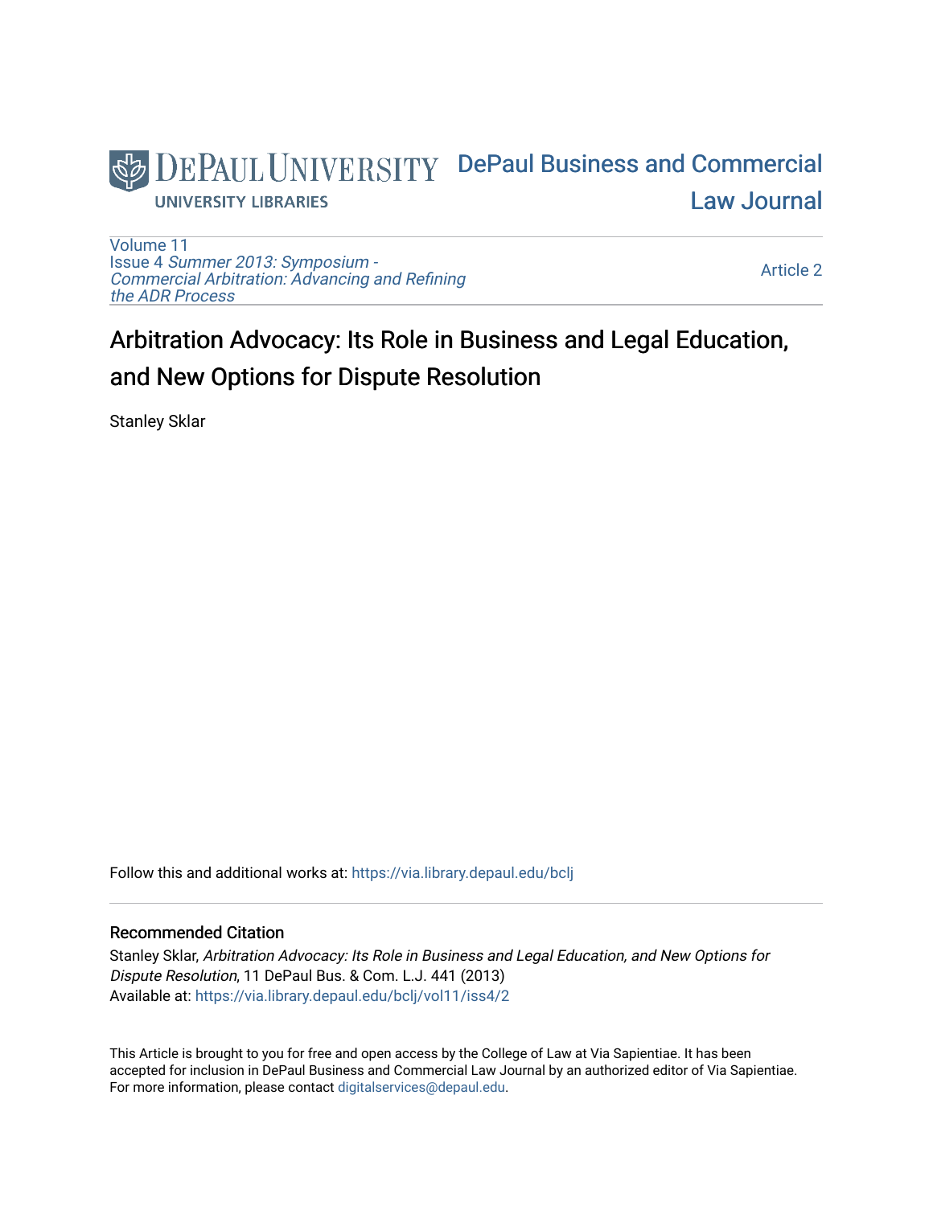DePaul University Libraries

DePaul Business and Commercial Law Journal

Volume 11
Issue 4 *Summer 2013: Symposium - Commercial Arbitration: Advancing and Refining the ADR Process*

Article 2

# Arbitration Advocacy: Its Role in Business and Legal Education, and New Options for Dispute Resolution

Stanley Sklar

Follow this and additional works at: https://via.library.depaul.edu/bclj

## Recommended Citation

Stanley Sklar, *Arbitration Advocacy: Its Role in Business and Legal Education, and New Options for Dispute Resolution*, 11 DePaul Bus. & Com. L.J. 441 (2013)
Available at: https://via.library.depaul.edu/bclj/vol11/iss4/2

This Article is brought to you for free and open access by the College of Law at Via Sapientiae. It has been accepted for inclusion in DePaul Business and Commercial Law Journal by an authorized editor of Via Sapientiae. For more information, please contact digitalservices@depaul.edu.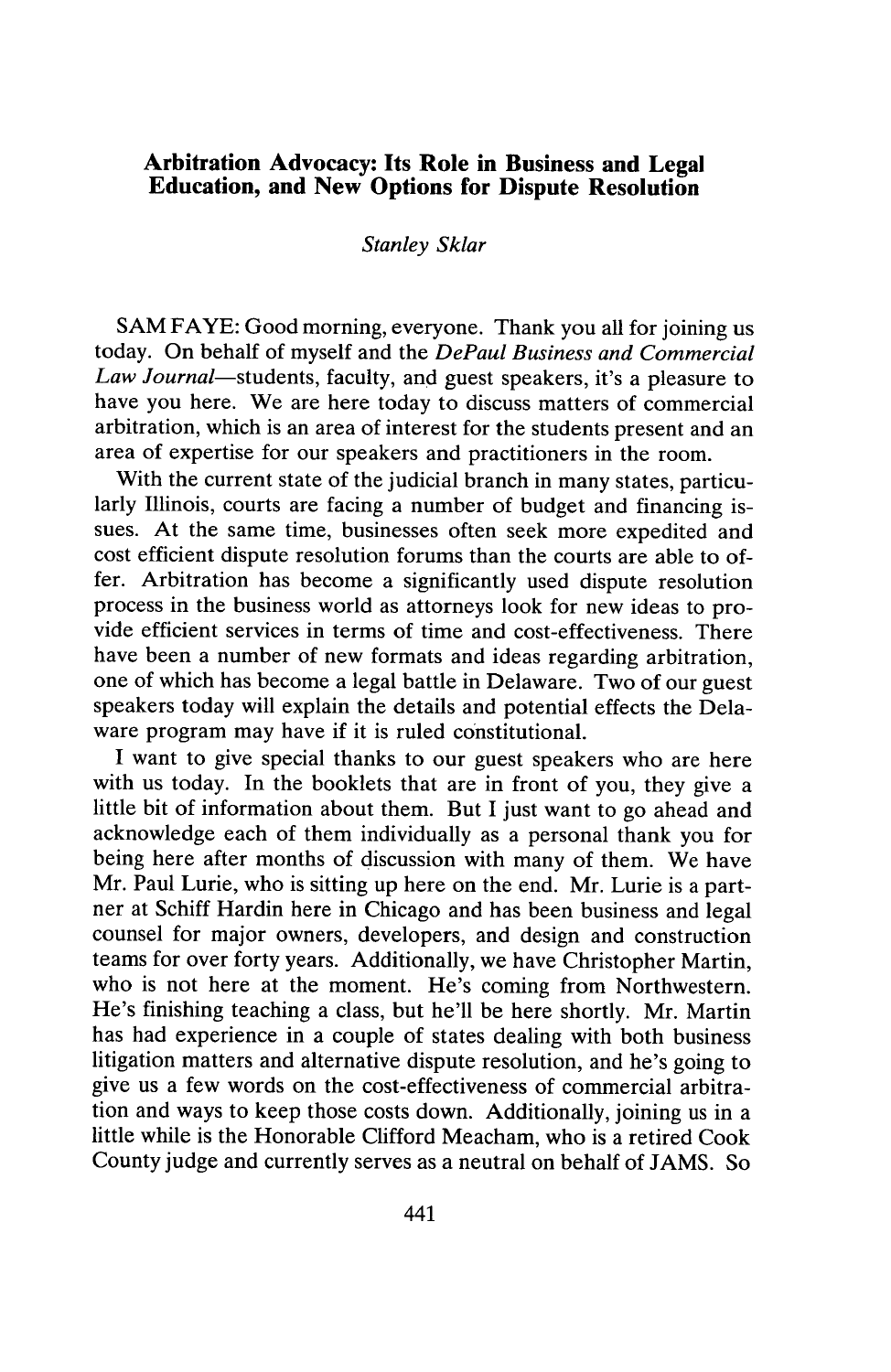# Arbitration Advocacy: Its Role in Business and Legal Education, and New Options for Dispute Resolution

*Stanley Sklar*

SAM FAYE: Good morning, everyone. Thank you all for joining us today. On behalf of myself and the *DePaul Business and Commercial Law Journal*—students, faculty, and guest speakers, it's a pleasure to have you here. We are here today to discuss matters of commercial arbitration, which is an area of interest for the students present and an area of expertise for our speakers and practitioners in the room.

With the current state of the judicial branch in many states, particularly Illinois, courts are facing a number of budget and financing issues. At the same time, businesses often seek more expedited and cost efficient dispute resolution forums than the courts are able to offer. Arbitration has become a significantly used dispute resolution process in the business world as attorneys look for new ideas to provide efficient services in terms of time and cost-effectiveness. There have been a number of new formats and ideas regarding arbitration, one of which has become a legal battle in Delaware. Two of our guest speakers today will explain the details and potential effects the Delaware program may have if it is ruled constitutional.

I want to give special thanks to our guest speakers who are here with us today. In the booklets that are in front of you, they give a little bit of information about them. But I just want to go ahead and acknowledge each of them individually as a personal thank you for being here after months of discussion with many of them. We have Mr. Paul Lurie, who is sitting up here on the end. Mr. Lurie is a partner at Schiff Hardin here in Chicago and has been business and legal counsel for major owners, developers, and design and construction teams for over forty years. Additionally, we have Christopher Martin, who is not here at the moment. He's coming from Northwestern. He's finishing teaching a class, but he'll be here shortly. Mr. Martin has had experience in a couple of states dealing with both business litigation matters and alternative dispute resolution, and he's going to give us a few words on the cost-effectiveness of commercial arbitration and ways to keep those costs down. Additionally, joining us in a little while is the Honorable Clifford Meacham, who is a retired Cook County judge and currently serves as a neutral on behalf of JAMS. So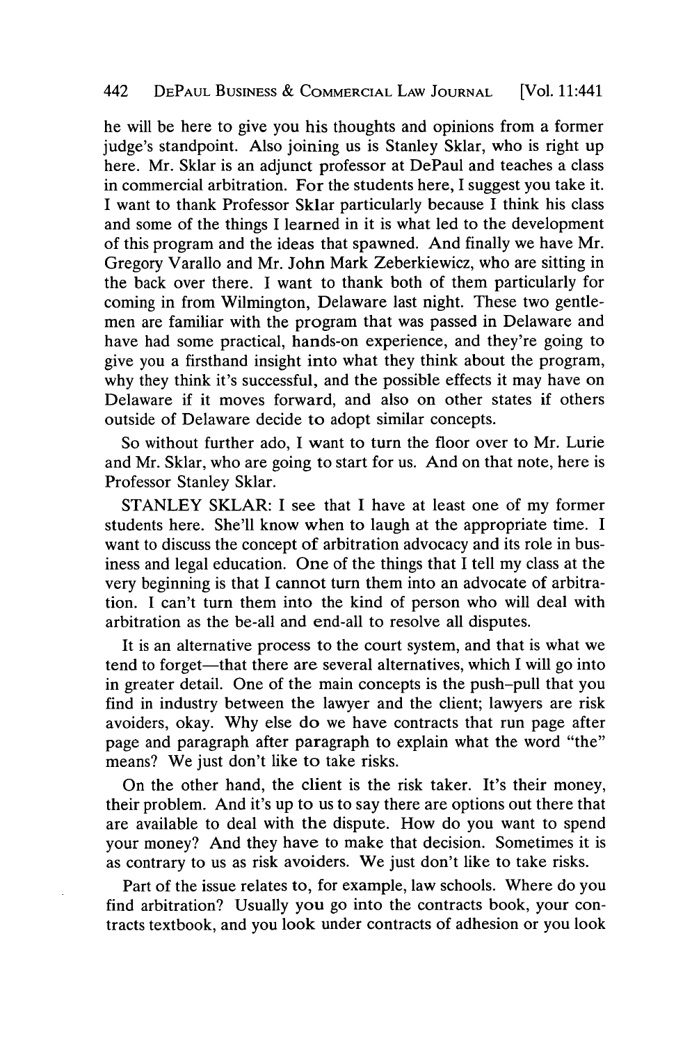he will be here to give you his thoughts and opinions from a former judge's standpoint. Also joining us is Stanley Sklar, who is right up here. Mr. Sklar is an adjunct professor at DePaul and teaches a class in commercial arbitration. For the students here, I suggest you take it. I want to thank Professor Sklar particularly because I think his class and some of the things I learned in it is what led to the development of this program and the ideas that spawned. And finally we have Mr. Gregory Varallo and Mr. John Mark Zeberkiewicz, who are sitting in the back over there. I want to thank both of them particularly for coming in from Wilmington, Delaware last night. These two gentlemen are familiar with the program that was passed in Delaware and have had some practical, hands-on experience, and they're going to give you a firsthand insight into what they think about the program, why they think it's successful, and the possible effects it may have on Delaware if it moves forward, and also on other states if others outside of Delaware decide to adopt similar concepts.

So without further ado, I want to turn the floor over to Mr. Lurie and Mr. Sklar, who are going to start for us. And on that note, here is Professor Stanley Sklar.

STANLEY SKLAR: I see that I have at least one of my former students here. She'll know when to laugh at the appropriate time. I want to discuss the concept of arbitration advocacy and its role in business and legal education. One of the things that I tell my class at the very beginning is that I cannot turn them into an advocate of arbitration. I can't turn them into the kind of person who will deal with arbitration as the be-all and end-all to resolve all disputes.

It is an alternative process to the court system, and that is what we tend to forget—that there are several alternatives, which I will go into in greater detail. One of the main concepts is the push–pull that you find in industry between the lawyer and the client; lawyers are risk avoiders, okay. Why else do we have contracts that run page after page and paragraph after paragraph to explain what the word "the" means? We just don't like to take risks.

On the other hand, the client is the risk taker. It's their money, their problem. And it's up to us to say there are options out there that are available to deal with the dispute. How do you want to spend your money? And they have to make that decision. Sometimes it is as contrary to us as risk avoiders. We just don't like to take risks.

Part of the issue relates to, for example, law schools. Where do you find arbitration? Usually you go into the contracts book, your contracts textbook, and you look under contracts of adhesion or you look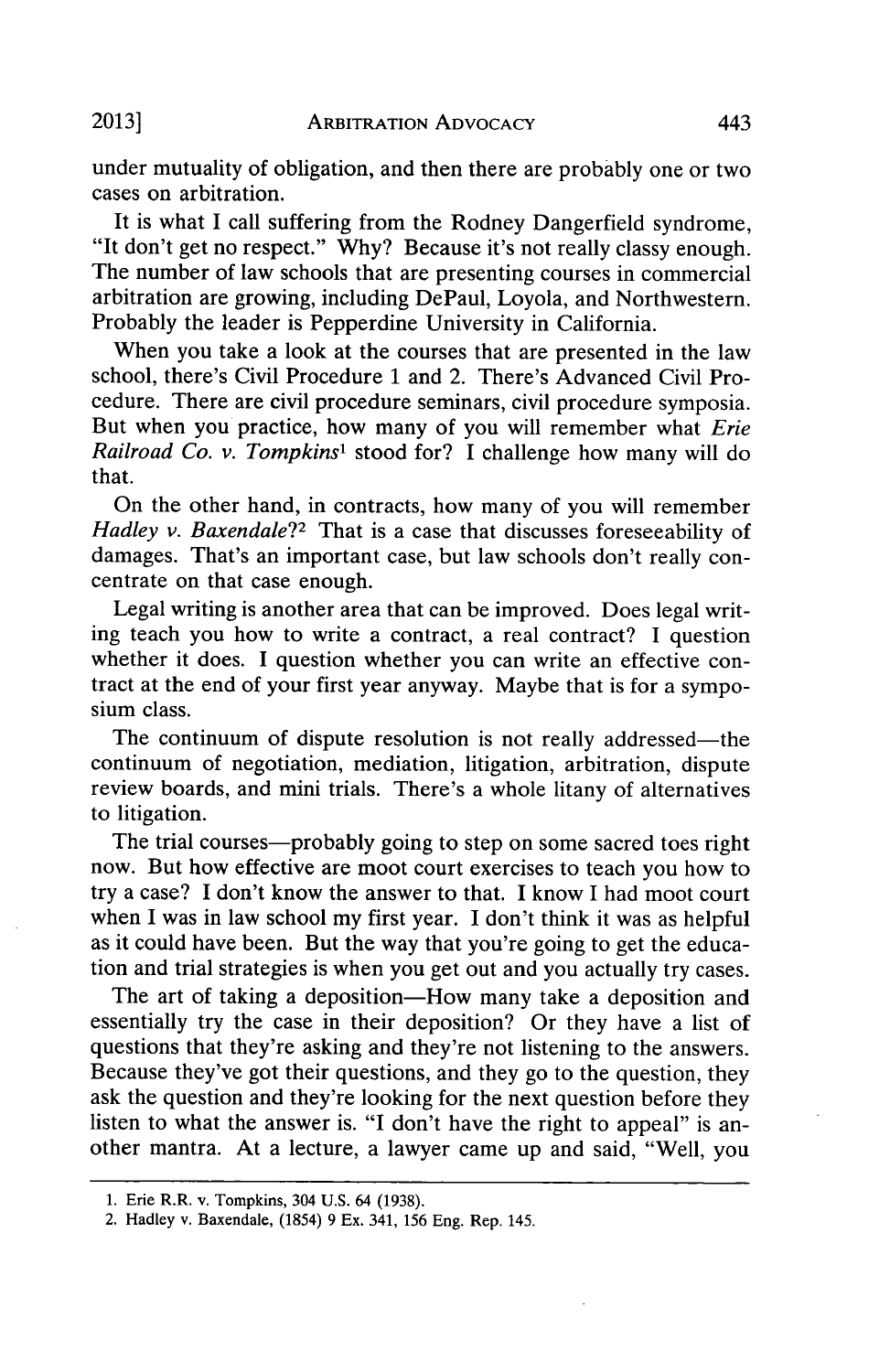under mutuality of obligation, and then there are probably one or two cases on arbitration.

It is what I call suffering from the Rodney Dangerfield syndrome, "It don't get no respect." Why? Because it's not really classy enough. The number of law schools that are presenting courses in commercial arbitration are growing, including DePaul, Loyola, and Northwestern. Probably the leader is Pepperdine University in California.

When you take a look at the courses that are presented in the law school, there's Civil Procedure 1 and 2. There's Advanced Civil Procedure. There are civil procedure seminars, civil procedure symposia. But when you practice, how many of you will remember what *Erie Railroad Co. v. Tompkins*[1] stood for? I challenge how many will do that.

On the other hand, in contracts, how many of you will remember *Hadley v. Baxendale*?[2] That is a case that discusses foreseeability of damages. That's an important case, but law schools don't really concentrate on that case enough.

Legal writing is another area that can be improved. Does legal writing teach you how to write a contract, a real contract? I question whether it does. I question whether you can write an effective contract at the end of your first year anyway. Maybe that is for a symposium class.

The continuum of dispute resolution is not really addressed—the continuum of negotiation, mediation, litigation, arbitration, dispute review boards, and mini trials. There's a whole litany of alternatives to litigation.

The trial courses—probably going to step on some sacred toes right now. But how effective are moot court exercises to teach you how to try a case? I don't know the answer to that. I know I had moot court when I was in law school my first year. I don't think it was as helpful as it could have been. But the way that you're going to get the education and trial strategies is when you get out and you actually try cases.

The art of taking a deposition—How many take a deposition and essentially try the case in their deposition? Or they have a list of questions that they're asking and they're not listening to the answers. Because they've got their questions, and they go to the question, they ask the question and they're looking for the next question before they listen to what the answer is. "I don't have the right to appeal" is another mantra. At a lecture, a lawyer came up and said, "Well, you

---

1. Erie R.R. v. Tompkins, 304 U.S. 64 (1938).
2. Hadley v. Baxendale, (1854) 9 Ex. 341, 156 Eng. Rep. 145.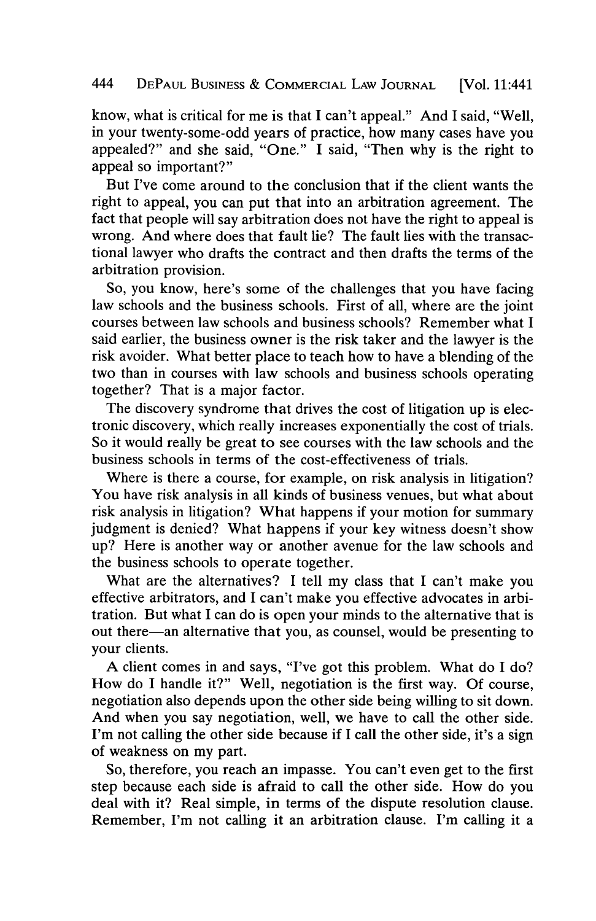know, what is critical for me is that I can't appeal." And I said, "Well, in your twenty-some-odd years of practice, how many cases have you appealed?" and she said, "One." I said, "Then why is the right to appeal so important?"

But I've come around to the conclusion that if the client wants the right to appeal, you can put that into an arbitration agreement. The fact that people will say arbitration does not have the right to appeal is wrong. And where does that fault lie? The fault lies with the transactional lawyer who drafts the contract and then drafts the terms of the arbitration provision.

So, you know, here's some of the challenges that you have facing law schools and the business schools. First of all, where are the joint courses between law schools and business schools? Remember what I said earlier, the business owner is the risk taker and the lawyer is the risk avoider. What better place to teach how to have a blending of the two than in courses with law schools and business schools operating together? That is a major factor.

The discovery syndrome that drives the cost of litigation up is electronic discovery, which really increases exponentially the cost of trials. So it would really be great to see courses with the law schools and the business schools in terms of the cost-effectiveness of trials.

Where is there a course, for example, on risk analysis in litigation? You have risk analysis in all kinds of business venues, but what about risk analysis in litigation? What happens if your motion for summary judgment is denied? What happens if your key witness doesn't show up? Here is another way or another avenue for the law schools and the business schools to operate together.

What are the alternatives? I tell my class that I can't make you effective arbitrators, and I can't make you effective advocates in arbitration. But what I can do is open your minds to the alternative that is out there—an alternative that you, as counsel, would be presenting to your clients.

A client comes in and says, "I've got this problem. What do I do? How do I handle it?" Well, negotiation is the first way. Of course, negotiation also depends upon the other side being willing to sit down. And when you say negotiation, well, we have to call the other side. I'm not calling the other side because if I call the other side, it's a sign of weakness on my part.

So, therefore, you reach an impasse. You can't even get to the first step because each side is afraid to call the other side. How do you deal with it? Real simple, in terms of the dispute resolution clause. Remember, I'm not calling it an arbitration clause. I'm calling it a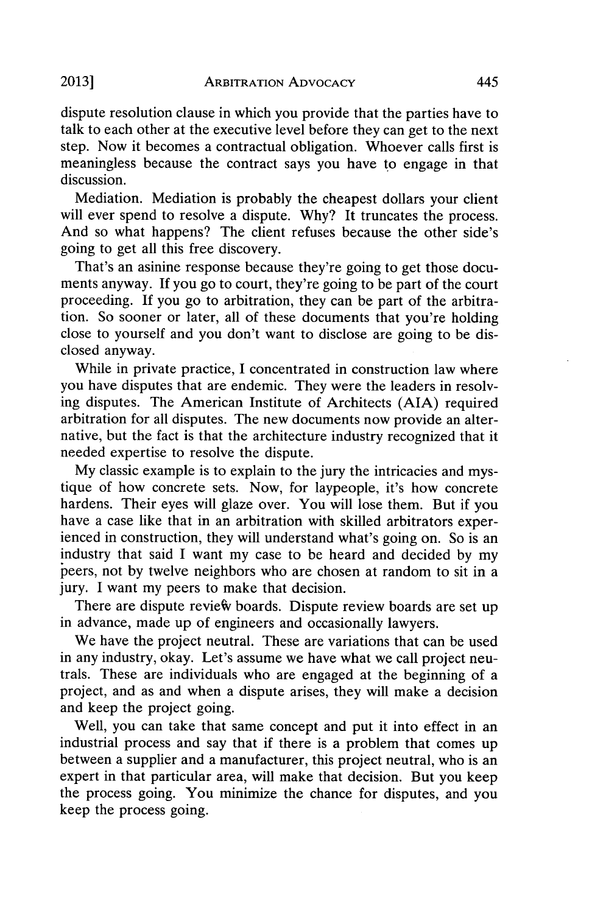dispute resolution clause in which you provide that the parties have to talk to each other at the executive level before they can get to the next step. Now it becomes a contractual obligation. Whoever calls first is meaningless because the contract says you have to engage in that discussion.

Mediation. Mediation is probably the cheapest dollars your client will ever spend to resolve a dispute. Why? It truncates the process. And so what happens? The client refuses because the other side's going to get all this free discovery.

That's an asinine response because they're going to get those documents anyway. If you go to court, they're going to be part of the court proceeding. If you go to arbitration, they can be part of the arbitration. So sooner or later, all of these documents that you're holding close to yourself and you don't want to disclose are going to be disclosed anyway.

While in private practice, I concentrated in construction law where you have disputes that are endemic. They were the leaders in resolving disputes. The American Institute of Architects (AIA) required arbitration for all disputes. The new documents now provide an alternative, but the fact is that the architecture industry recognized that it needed expertise to resolve the dispute.

My classic example is to explain to the jury the intricacies and mystique of how concrete sets. Now, for laypeople, it's how concrete hardens. Their eyes will glaze over. You will lose them. But if you have a case like that in an arbitration with skilled arbitrators experienced in construction, they will understand what's going on. So is an industry that said I want my case to be heard and decided by my peers, not by twelve neighbors who are chosen at random to sit in a jury. I want my peers to make that decision.

There are dispute review boards. Dispute review boards are set up in advance, made up of engineers and occasionally lawyers.

We have the project neutral. These are variations that can be used in any industry, okay. Let's assume we have what we call project neutrals. These are individuals who are engaged at the beginning of a project, and as and when a dispute arises, they will make a decision and keep the project going.

Well, you can take that same concept and put it into effect in an industrial process and say that if there is a problem that comes up between a supplier and a manufacturer, this project neutral, who is an expert in that particular area, will make that decision. But you keep the process going. You minimize the chance for disputes, and you keep the process going.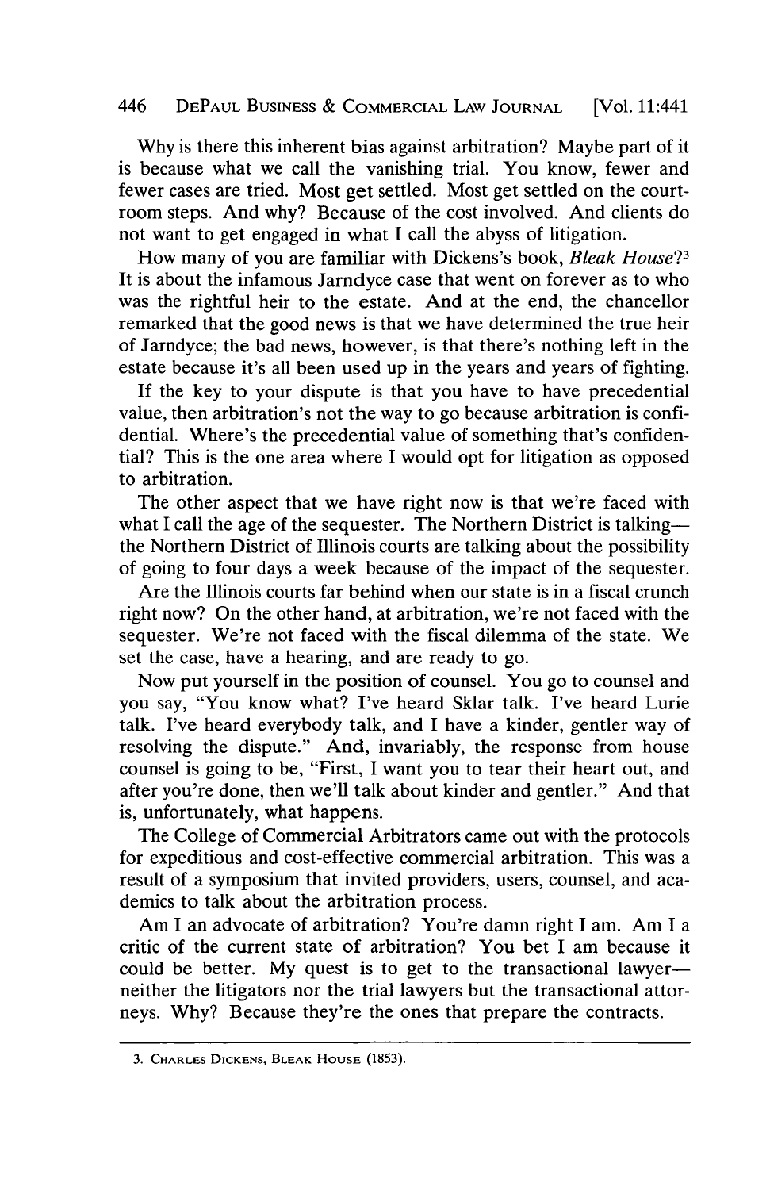Why is there this inherent bias against arbitration? Maybe part of it is because what we call the vanishing trial. You know, fewer and fewer cases are tried. Most get settled. Most get settled on the courtroom steps. And why? Because of the cost involved. And clients do not want to get engaged in what I call the abyss of litigation.

How many of you are familiar with Dickens's book, *Bleak House*?[3] It is about the infamous Jarndyce case that went on forever as to who was the rightful heir to the estate. And at the end, the chancellor remarked that the good news is that we have determined the true heir of Jarndyce; the bad news, however, is that there's nothing left in the estate because it's all been used up in the years and years of fighting.

If the key to your dispute is that you have to have precedential value, then arbitration's not the way to go because arbitration is confidential. Where's the precedential value of something that's confidential? This is the one area where I would opt for litigation as opposed to arbitration.

The other aspect that we have right now is that we're faced with what I call the age of the sequester. The Northern District is talking—the Northern District of Illinois courts are talking about the possibility of going to four days a week because of the impact of the sequester.

Are the Illinois courts far behind when our state is in a fiscal crunch right now? On the other hand, at arbitration, we're not faced with the sequester. We're not faced with the fiscal dilemma of the state. We set the case, have a hearing, and are ready to go.

Now put yourself in the position of counsel. You go to counsel and you say, "You know what? I've heard Sklar talk. I've heard Lurie talk. I've heard everybody talk, and I have a kinder, gentler way of resolving the dispute." And, invariably, the response from house counsel is going to be, "First, I want you to tear their heart out, and after you're done, then we'll talk about kinder and gentler." And that is, unfortunately, what happens.

The College of Commercial Arbitrators came out with the protocols for expeditious and cost-effective commercial arbitration. This was a result of a symposium that invited providers, users, counsel, and academics to talk about the arbitration process.

Am I an advocate of arbitration? You're damn right I am. Am I a critic of the current state of arbitration? You bet I am because it could be better. My quest is to get to the transactional lawyer—neither the litigators nor the trial lawyers but the transactional attorneys. Why? Because they're the ones that prepare the contracts.

---

3. Charles Dickens, Bleak House (1853).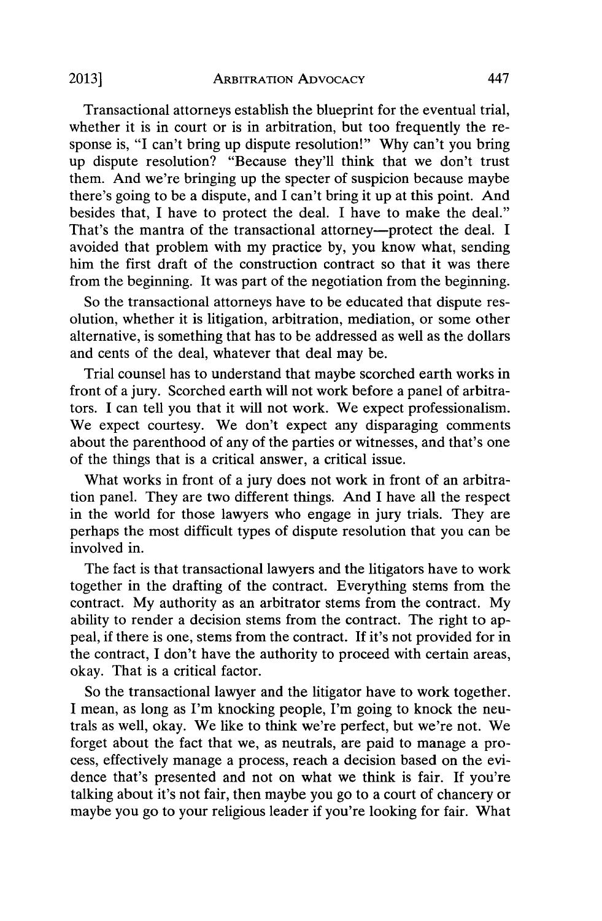Transactional attorneys establish the blueprint for the eventual trial, whether it is in court or is in arbitration, but too frequently the response is, "I can't bring up dispute resolution!" Why can't you bring up dispute resolution? "Because they'll think that we don't trust them. And we're bringing up the specter of suspicion because maybe there's going to be a dispute, and I can't bring it up at this point. And besides that, I have to protect the deal. I have to make the deal." That's the mantra of the transactional attorney—protect the deal. I avoided that problem with my practice by, you know what, sending him the first draft of the construction contract so that it was there from the beginning. It was part of the negotiation from the beginning.

So the transactional attorneys have to be educated that dispute resolution, whether it is litigation, arbitration, mediation, or some other alternative, is something that has to be addressed as well as the dollars and cents of the deal, whatever that deal may be.

Trial counsel has to understand that maybe scorched earth works in front of a jury. Scorched earth will not work before a panel of arbitrators. I can tell you that it will not work. We expect professionalism. We expect courtesy. We don't expect any disparaging comments about the parenthood of any of the parties or witnesses, and that's one of the things that is a critical answer, a critical issue.

What works in front of a jury does not work in front of an arbitration panel. They are two different things. And I have all the respect in the world for those lawyers who engage in jury trials. They are perhaps the most difficult types of dispute resolution that you can be involved in.

The fact is that transactional lawyers and the litigators have to work together in the drafting of the contract. Everything stems from the contract. My authority as an arbitrator stems from the contract. My ability to render a decision stems from the contract. The right to appeal, if there is one, stems from the contract. If it's not provided for in the contract, I don't have the authority to proceed with certain areas, okay. That is a critical factor.

So the transactional lawyer and the litigator have to work together. I mean, as long as I'm knocking people, I'm going to knock the neutrals as well, okay. We like to think we're perfect, but we're not. We forget about the fact that we, as neutrals, are paid to manage a process, effectively manage a process, reach a decision based on the evidence that's presented and not on what we think is fair. If you're talking about it's not fair, then maybe you go to a court of chancery or maybe you go to your religious leader if you're looking for fair. What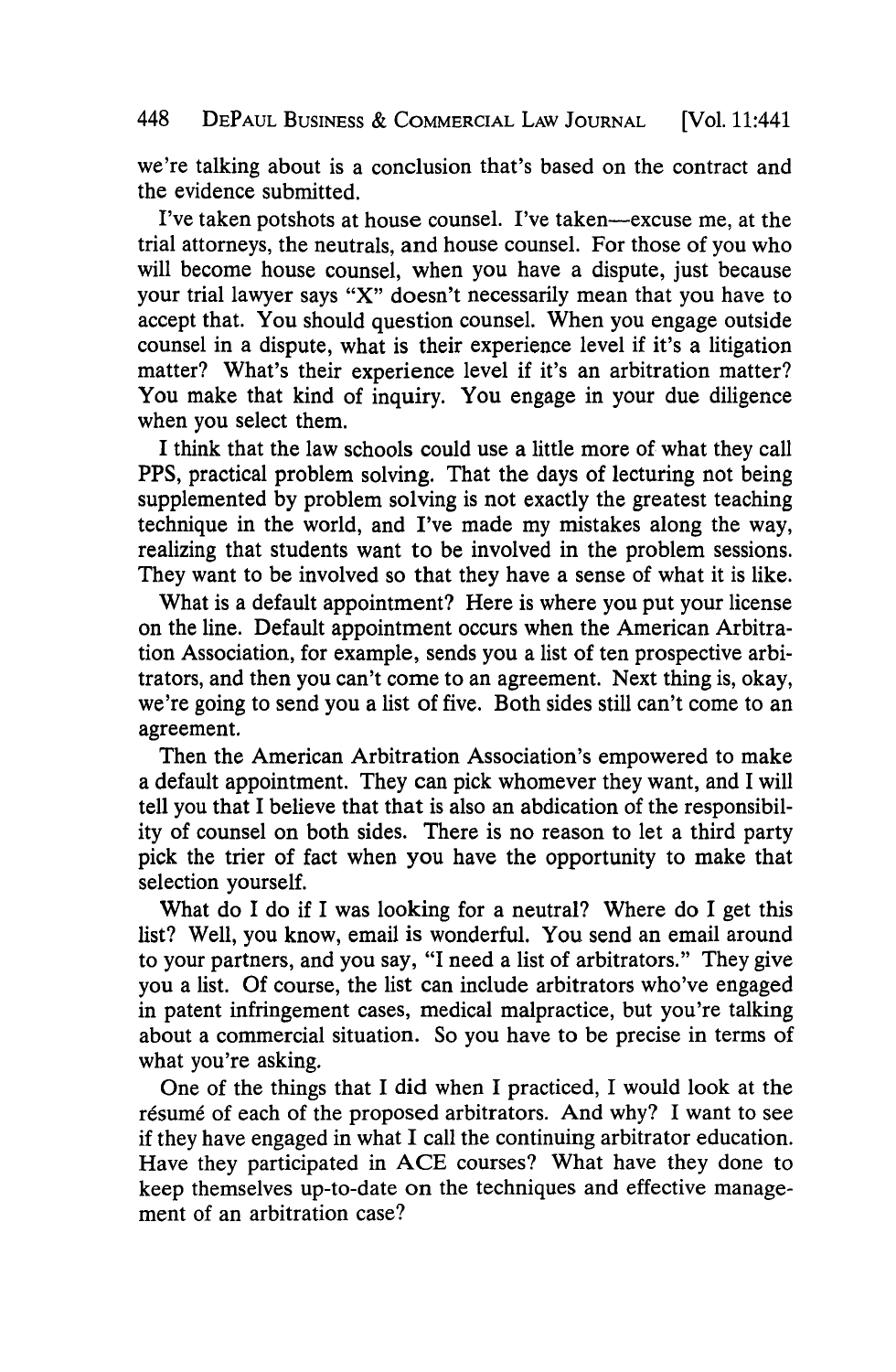we're talking about is a conclusion that's based on the contract and the evidence submitted.

I've taken potshots at house counsel. I've taken—excuse me, at the trial attorneys, the neutrals, and house counsel. For those of you who will become house counsel, when you have a dispute, just because your trial lawyer says "X" doesn't necessarily mean that you have to accept that. You should question counsel. When you engage outside counsel in a dispute, what is their experience level if it's a litigation matter? What's their experience level if it's an arbitration matter? You make that kind of inquiry. You engage in your due diligence when you select them.

I think that the law schools could use a little more of what they call PPS, practical problem solving. That the days of lecturing not being supplemented by problem solving is not exactly the greatest teaching technique in the world, and I've made my mistakes along the way, realizing that students want to be involved in the problem sessions. They want to be involved so that they have a sense of what it is like.

What is a default appointment? Here is where you put your license on the line. Default appointment occurs when the American Arbitration Association, for example, sends you a list of ten prospective arbitrators, and then you can't come to an agreement. Next thing is, okay, we're going to send you a list of five. Both sides still can't come to an agreement.

Then the American Arbitration Association's empowered to make a default appointment. They can pick whomever they want, and I will tell you that I believe that that is also an abdication of the responsibility of counsel on both sides. There is no reason to let a third party pick the trier of fact when you have the opportunity to make that selection yourself.

What do I do if I was looking for a neutral? Where do I get this list? Well, you know, email is wonderful. You send an email around to your partners, and you say, "I need a list of arbitrators." They give you a list. Of course, the list can include arbitrators who've engaged in patent infringement cases, medical malpractice, but you're talking about a commercial situation. So you have to be precise in terms of what you're asking.

One of the things that I did when I practiced, I would look at the résumé of each of the proposed arbitrators. And why? I want to see if they have engaged in what I call the continuing arbitrator education. Have they participated in ACE courses? What have they done to keep themselves up-to-date on the techniques and effective management of an arbitration case?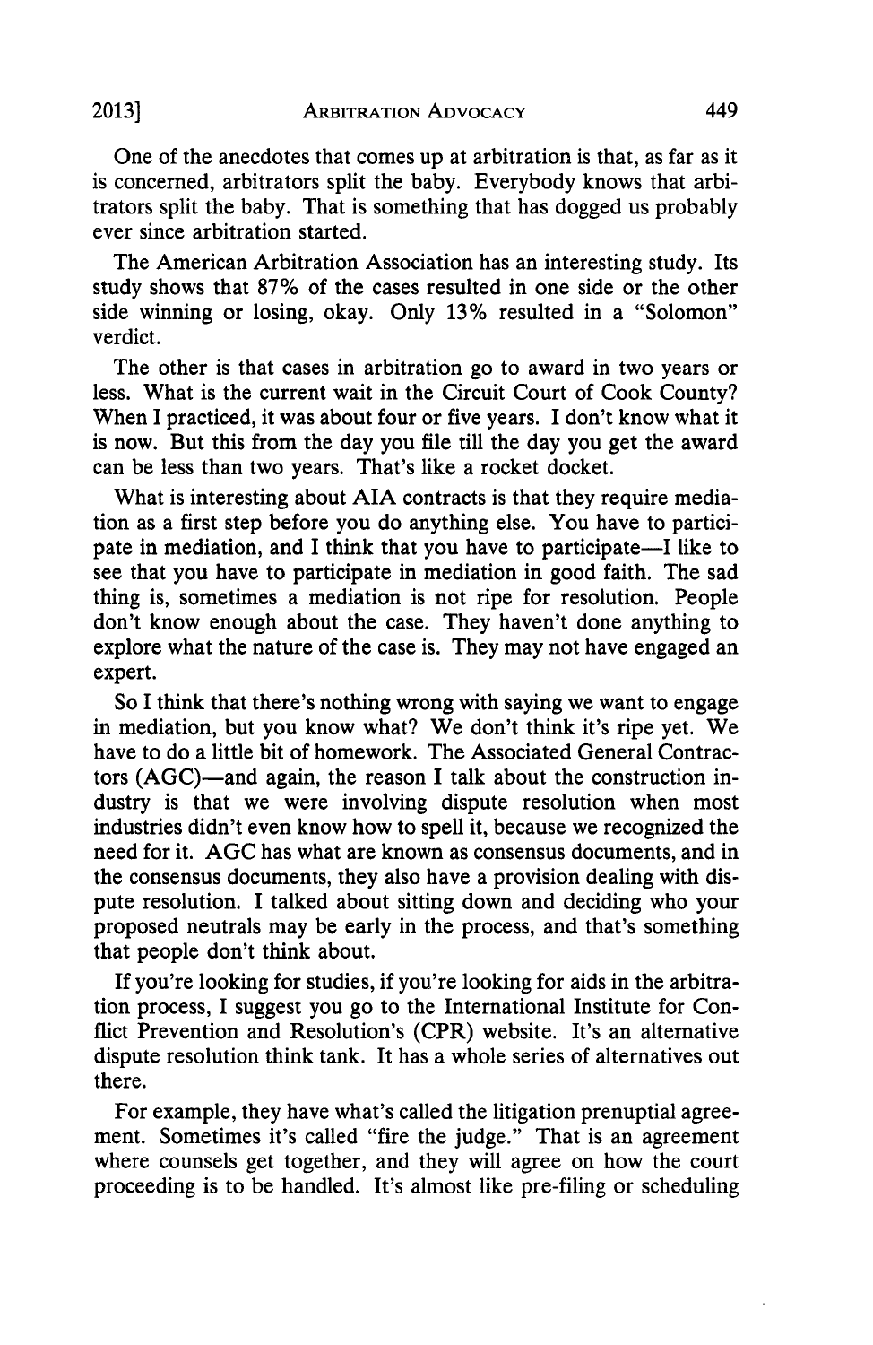One of the anecdotes that comes up at arbitration is that, as far as it is concerned, arbitrators split the baby. Everybody knows that arbitrators split the baby. That is something that has dogged us probably ever since arbitration started.

The American Arbitration Association has an interesting study. Its study shows that 87% of the cases resulted in one side or the other side winning or losing, okay. Only 13% resulted in a "Solomon" verdict.

The other is that cases in arbitration go to award in two years or less. What is the current wait in the Circuit Court of Cook County? When I practiced, it was about four or five years. I don't know what it is now. But this from the day you file till the day you get the award can be less than two years. That's like a rocket docket.

What is interesting about AIA contracts is that they require mediation as a first step before you do anything else. You have to participate in mediation, and I think that you have to participate—I like to see that you have to participate in mediation in good faith. The sad thing is, sometimes a mediation is not ripe for resolution. People don't know enough about the case. They haven't done anything to explore what the nature of the case is. They may not have engaged an expert.

So I think that there's nothing wrong with saying we want to engage in mediation, but you know what? We don't think it's ripe yet. We have to do a little bit of homework. The Associated General Contractors (AGC)—and again, the reason I talk about the construction industry is that we were involving dispute resolution when most industries didn't even know how to spell it, because we recognized the need for it. AGC has what are known as consensus documents, and in the consensus documents, they also have a provision dealing with dispute resolution. I talked about sitting down and deciding who your proposed neutrals may be early in the process, and that's something that people don't think about.

If you're looking for studies, if you're looking for aids in the arbitration process, I suggest you go to the International Institute for Conflict Prevention and Resolution's (CPR) website. It's an alternative dispute resolution think tank. It has a whole series of alternatives out there.

For example, they have what's called the litigation prenuptial agreement. Sometimes it's called "fire the judge." That is an agreement where counsels get together, and they will agree on how the court proceeding is to be handled. It's almost like pre-filing or scheduling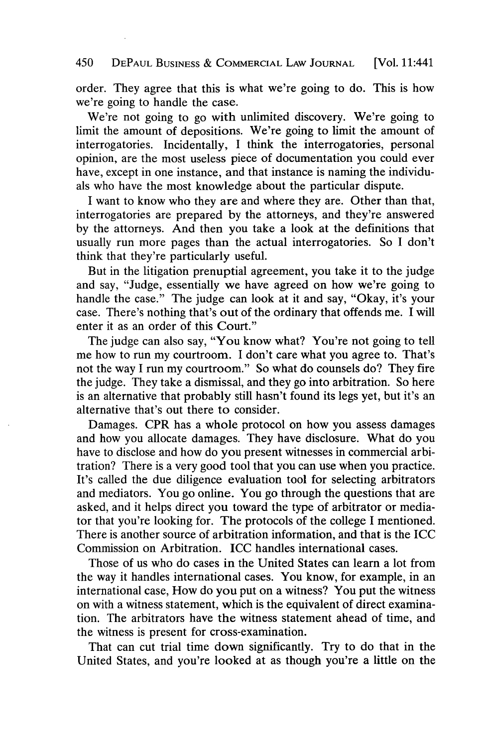order. They agree that this is what we're going to do. This is how we're going to handle the case.

We're not going to go with unlimited discovery. We're going to limit the amount of depositions. We're going to limit the amount of interrogatories. Incidentally, I think the interrogatories, personal opinion, are the most useless piece of documentation you could ever have, except in one instance, and that instance is naming the individuals who have the most knowledge about the particular dispute.

I want to know who they are and where they are. Other than that, interrogatories are prepared by the attorneys, and they're answered by the attorneys. And then you take a look at the definitions that usually run more pages than the actual interrogatories. So I don't think that they're particularly useful.

But in the litigation prenuptial agreement, you take it to the judge and say, "Judge, essentially we have agreed on how we're going to handle the case." The judge can look at it and say, "Okay, it's your case. There's nothing that's out of the ordinary that offends me. I will enter it as an order of this Court."

The judge can also say, "You know what? You're not going to tell me how to run my courtroom. I don't care what you agree to. That's not the way I run my courtroom." So what do counsels do? They fire the judge. They take a dismissal, and they go into arbitration. So here is an alternative that probably still hasn't found its legs yet, but it's an alternative that's out there to consider.

Damages. CPR has a whole protocol on how you assess damages and how you allocate damages. They have disclosure. What do you have to disclose and how do you present witnesses in commercial arbitration? There is a very good tool that you can use when you practice. It's called the due diligence evaluation tool for selecting arbitrators and mediators. You go online. You go through the questions that are asked, and it helps direct you toward the type of arbitrator or mediator that you're looking for. The protocols of the college I mentioned. There is another source of arbitration information, and that is the ICC Commission on Arbitration. ICC handles international cases.

Those of us who do cases in the United States can learn a lot from the way it handles international cases. You know, for example, in an international case, How do you put on a witness? You put the witness on with a witness statement, which is the equivalent of direct examination. The arbitrators have the witness statement ahead of time, and the witness is present for cross-examination.

That can cut trial time down significantly. Try to do that in the United States, and you're looked at as though you're a little on the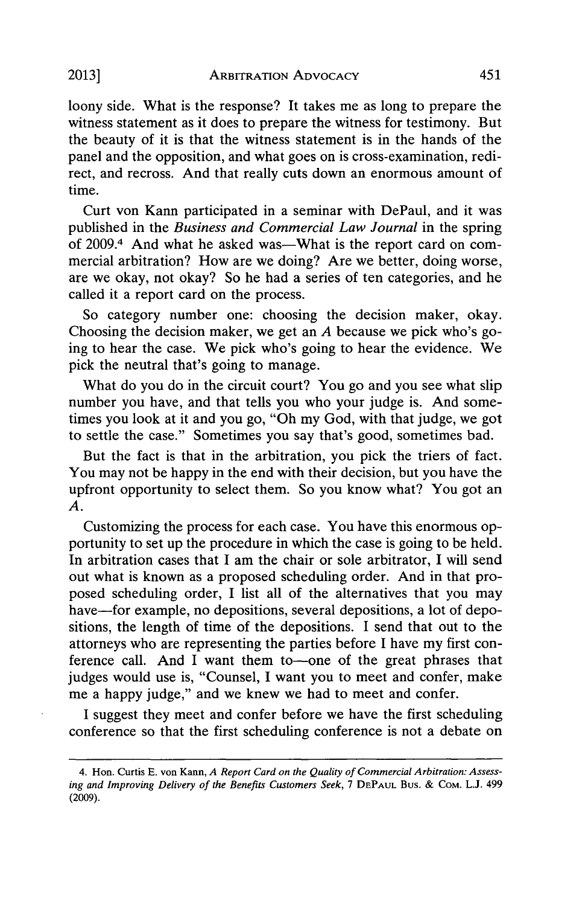loony side. What is the response? It takes me as long to prepare the witness statement as it does to prepare the witness for testimony. But the beauty of it is that the witness statement is in the hands of the panel and the opposition, and what goes on is cross-examination, redirect, and recross. And that really cuts down an enormous amount of time.

Curt von Kann participated in a seminar with DePaul, and it was published in the *Business and Commercial Law Journal* in the spring of 2009.[4] And what he asked was—What is the report card on commercial arbitration? How are we doing? Are we better, doing worse, are we okay, not okay? So he had a series of ten categories, and he called it a report card on the process.

So category number one: choosing the decision maker, okay. Choosing the decision maker, we get an *A* because we pick who's going to hear the case. We pick who's going to hear the evidence. We pick the neutral that's going to manage.

What do you do in the circuit court? You go and you see what slip number you have, and that tells you who your judge is. And sometimes you look at it and you go, "Oh my God, with that judge, we got to settle the case." Sometimes you say that's good, sometimes bad.

But the fact is that in the arbitration, you pick the triers of fact. You may not be happy in the end with their decision, but you have the upfront opportunity to select them. So you know what? You got an *A*.

Customizing the process for each case. You have this enormous opportunity to set up the procedure in which the case is going to be held. In arbitration cases that I am the chair or sole arbitrator, I will send out what is known as a proposed scheduling order. And in that proposed scheduling order, I list all of the alternatives that you may have—for example, no depositions, several depositions, a lot of depositions, the length of time of the depositions. I send that out to the attorneys who are representing the parties before I have my first conference call. And I want them to—one of the great phrases that judges would use is, "Counsel, I want you to meet and confer, make me a happy judge," and we knew we had to meet and confer.

I suggest they meet and confer before we have the first scheduling conference so that the first scheduling conference is not a debate on

---

4. Hon. Curtis E. von Kann, *A Report Card on the Quality of Commercial Arbitration: Assessing and Improving Delivery of the Benefits Customers Seek*, 7 DePaul Bus. & Com. L.J. 499 (2009).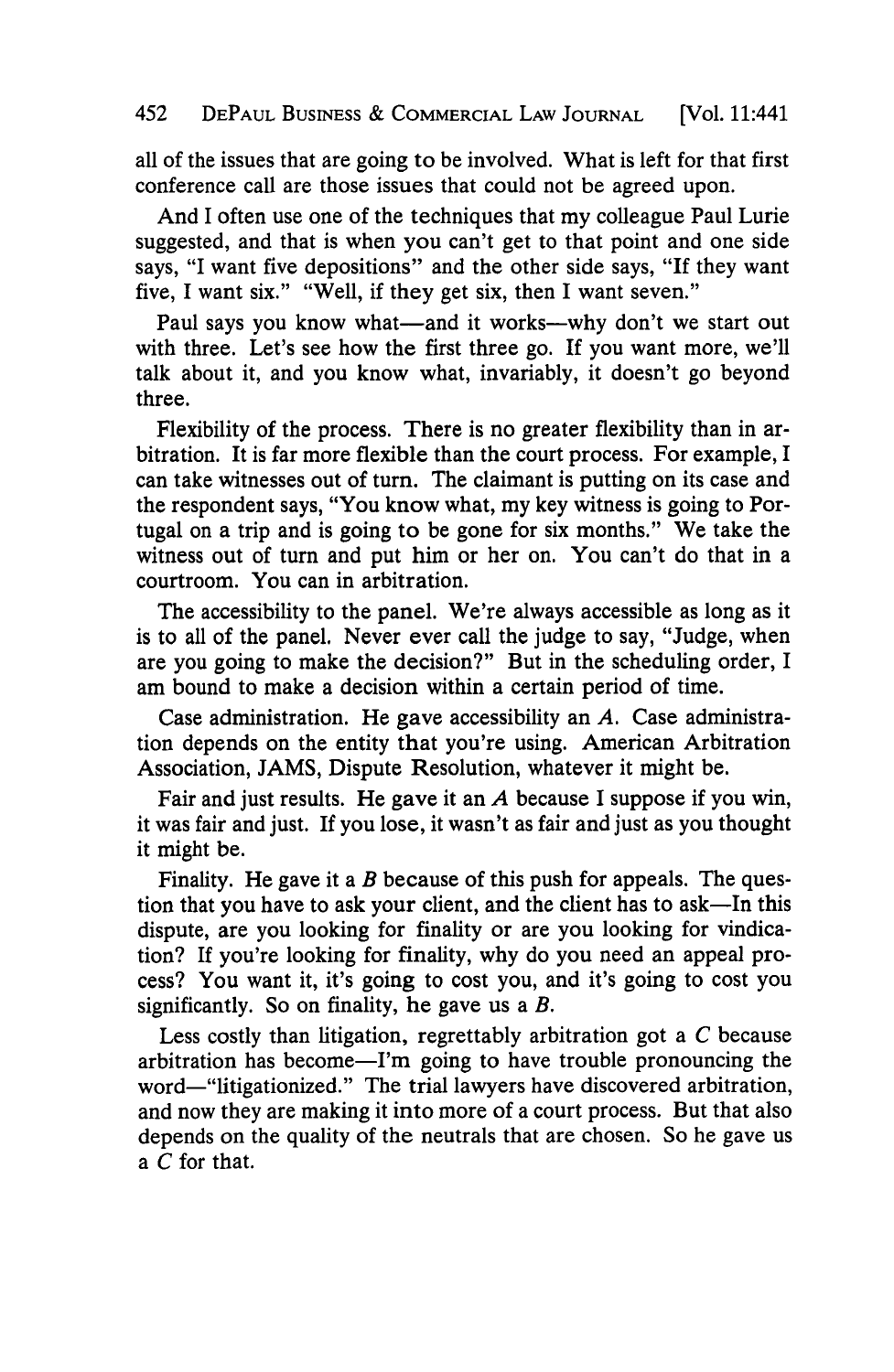all of the issues that are going to be involved. What is left for that first conference call are those issues that could not be agreed upon.

And I often use one of the techniques that my colleague Paul Lurie suggested, and that is when you can't get to that point and one side says, "I want five depositions" and the other side says, "If they want five, I want six." "Well, if they get six, then I want seven."

Paul says you know what—and it works—why don't we start out with three. Let's see how the first three go. If you want more, we'll talk about it, and you know what, invariably, it doesn't go beyond three.

Flexibility of the process. There is no greater flexibility than in arbitration. It is far more flexible than the court process. For example, I can take witnesses out of turn. The claimant is putting on its case and the respondent says, "You know what, my key witness is going to Portugal on a trip and is going to be gone for six months." We take the witness out of turn and put him or her on. You can't do that in a courtroom. You can in arbitration.

The accessibility to the panel. We're always accessible as long as it is to all of the panel. Never ever call the judge to say, "Judge, when are you going to make the decision?" But in the scheduling order, I am bound to make a decision within a certain period of time.

Case administration. He gave accessibility an *A*. Case administration depends on the entity that you're using. American Arbitration Association, JAMS, Dispute Resolution, whatever it might be.

Fair and just results. He gave it an *A* because I suppose if you win, it was fair and just. If you lose, it wasn't as fair and just as you thought it might be.

Finality. He gave it a *B* because of this push for appeals. The question that you have to ask your client, and the client has to ask—In this dispute, are you looking for finality or are you looking for vindication? If you're looking for finality, why do you need an appeal process? You want it, it's going to cost you, and it's going to cost you significantly. So on finality, he gave us a *B*.

Less costly than litigation, regrettably arbitration got a *C* because arbitration has become—I'm going to have trouble pronouncing the word—"litigationized." The trial lawyers have discovered arbitration, and now they are making it into more of a court process. But that also depends on the quality of the neutrals that are chosen. So he gave us a *C* for that.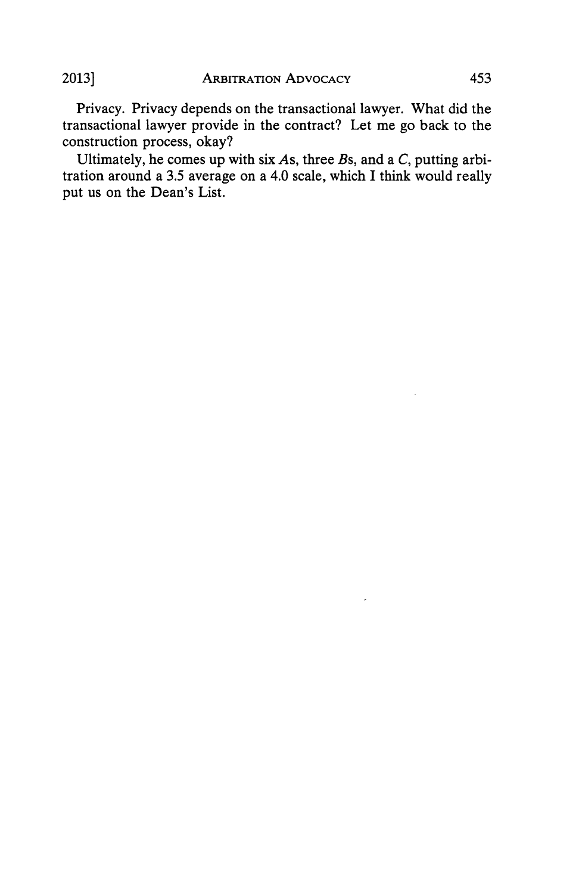Privacy. Privacy depends on the transactional lawyer. What did the transactional lawyer provide in the contract? Let me go back to the construction process, okay?

Ultimately, he comes up with six *A*s, three *B*s, and a *C*, putting arbitration around a 3.5 average on a 4.0 scale, which I think would really put us on the Dean's List.